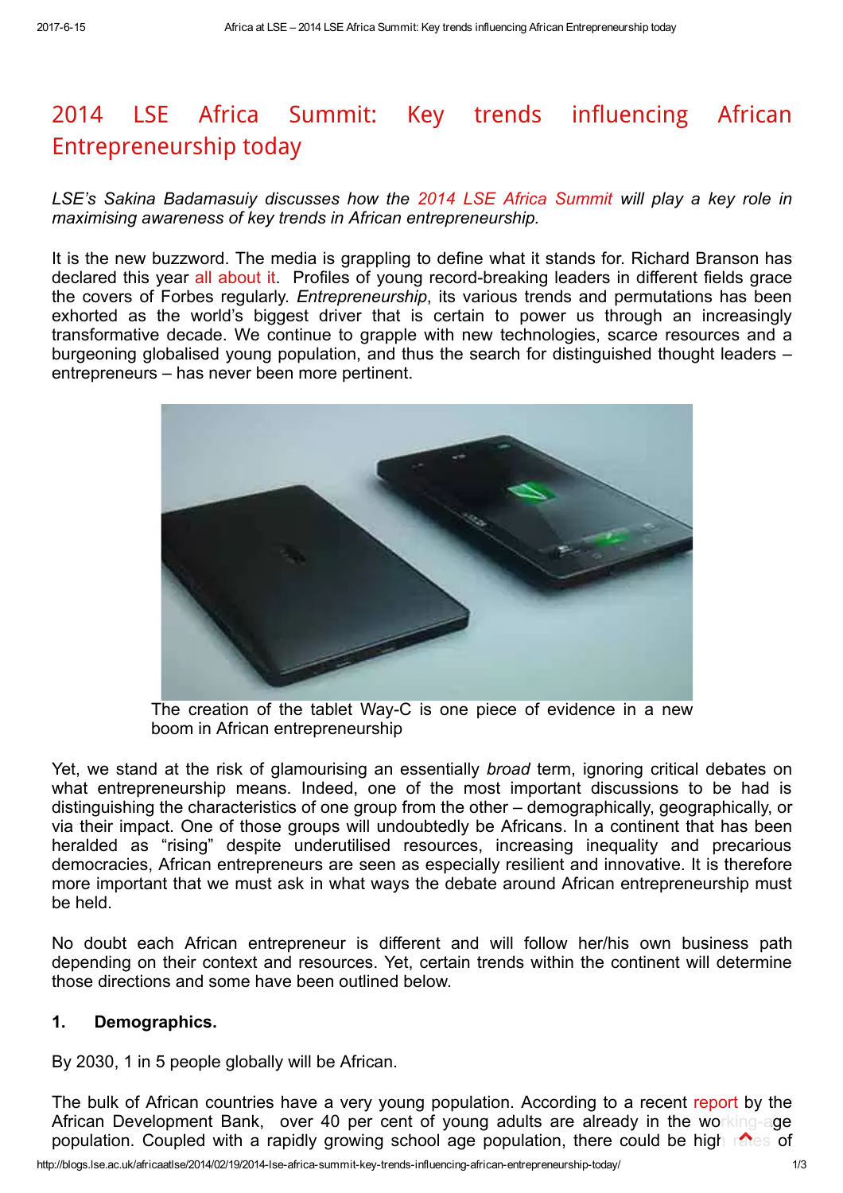# 2014 LSE Africa Summit: Key trends influencing African Entrepreneurship today

*LSE's Sakina Badamasuiy discusses how the 2014 LSE Africa Summit will play a key role in maximising awareness of key trends in African entrepreneurship.*

It is the new buzzword. The media is grappling to define what it stands for. Richard Branson has declared this year all about it. Profiles of young record-breaking leaders in different fields grace the covers of Forbes regularly. *Entrepreneurship*, its various trends and permutations has been exhorted as the world's biggest driver that is certain to power us through an increasingly transformative decade. We continue to grapple with new technologies, scarce resources and a burgeoning globalised young population, and thus the search for distinguished thought leaders – entrepreneurs – has never been more pertinent.

The creation of the tablet Way-C is one piece of evidence in a new boom in African entrepreneurship

Yet, we stand at the risk of glamourising an essentially *broad* term, ignoring critical debates on what entrepreneurship means. Indeed, one of the most important discussions to be had is distinguishing the characteristics of one group from the other – demographically, geographically, or via their impact. One of those groups will undoubtedly be Africans. In a continent that has been heralded as "rising" despite underutilised resources, increasing inequality and precarious democracies, African entrepreneurs are seen as especially resilient and innovative. It is therefore more important that we must ask in what ways the debate around African entrepreneurship must be held.

No doubt each African entrepreneur is different and will follow her/his own business path depending on their context and resources. Yet, certain trends within the continent will determine those directions and some have been outlined below.

**1. Demographics.**

By 2030, 1 in 5 people globally will be African.

The bulk of African countries have a very young population. According to a recent report by the African Development Bank, over 40 per cent of young adults are already in the working-age population. Coupled with a rapidly growing school age population, there could be high rates of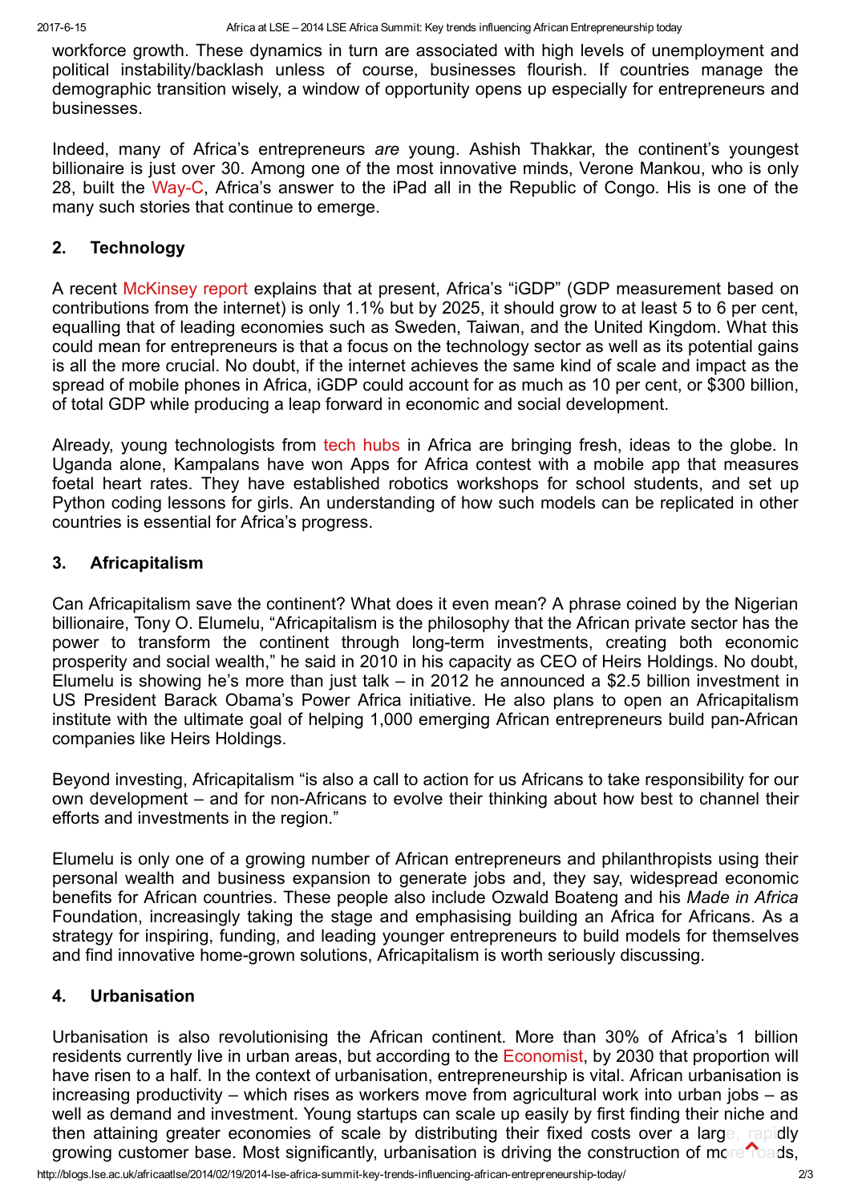workforce growth. These dynamics in turn are associated with high levels of unemployment and political instability/backlash unless of course, businesses flourish. If countries manage the demographic transition wisely, a window of opportunity opens up especially for entrepreneurs and businesses.

Indeed, many of Africa's entrepreneurs *are* young. Ashish Thakkar, the continent's youngest billionaire is just over 30. Among one of the most innovative minds, Verone Mankou, who is only 28, built the Way-C, Africa's answer to the iPad all in the Republic of Congo. His is one of the many such stories that continue to emerge.

## 2. Technology

A recent McKinsey report explains that at present, Africa's "iGDP" (GDP measurement based on contributions from the internet) is only 1.1% but by 2025, it should grow to at least 5 to 6 per cent, equalling that of leading economies such as Sweden, Taiwan, and the United Kingdom. What this could mean for entrepreneurs is that a focus on the technology sector as well as its potential gains is all the more crucial. No doubt, if the internet achieves the same kind of scale and impact as the spread of mobile phones in Africa, iGDP could account for as much as 10 per cent, or $300 billion, of total GDP while producing a leap forward in economic and social development.

Already, young technologists from tech hubs in Africa are bringing fresh, ideas to the globe. In Uganda alone, Kampalans have won Apps for Africa contest with a mobile app that measures foetal heart rates. They have established robotics workshops for school students, and set up Python coding lessons for girls. An understanding of how such models can be replicated in other countries is essential for Africa's progress.

## 3. Africapitalism

Can Africapitalism save the continent? What does it even mean? A phrase coined by the Nigerian billionaire, Tony O. Elumelu, "Africapitalism is the philosophy that the African private sector has the power to transform the continent through long-term investments, creating both economic prosperity and social wealth," he said in 2010 in his capacity as CEO of Heirs Holdings. No doubt, Elumelu is showing he's more than just talk – in 2012 he announced a $2.5 billion investment in US President Barack Obama's Power Africa initiative. He also plans to open an Africapitalism institute with the ultimate goal of helping 1,000 emerging African entrepreneurs build pan-African companies like Heirs Holdings.

Beyond investing, Africapitalism "is also a call to action for us Africans to take responsibility for our own development – and for non-Africans to evolve their thinking about how best to channel their efforts and investments in the region."

Elumelu is only one of a growing number of African entrepreneurs and philanthropists using their personal wealth and business expansion to generate jobs and, they say, widespread economic benefits for African countries. These people also include Ozwald Boateng and his *Made in Africa* Foundation, increasingly taking the stage and emphasising building an Africa for Africans. As a strategy for inspiring, funding, and leading younger entrepreneurs to build models for themselves and find innovative home-grown solutions, Africapitalism is worth seriously discussing.

## 4. Urbanisation

Urbanisation is also revolutionising the African continent. More than 30% of Africa's 1 billion residents currently live in urban areas, but according to the Economist, by 2030 that proportion will have risen to a half. In the context of urbanisation, entrepreneurship is vital. African urbanisation is increasing productivity – which rises as workers move from agricultural work into urban jobs – as well as demand and investment. Young startups can scale up easily by first finding their niche and then attaining greater economies of scale by distributing their fixed costs over a large, rapidly growing customer base. Most significantly, urbanisation is driving the construction of more roads,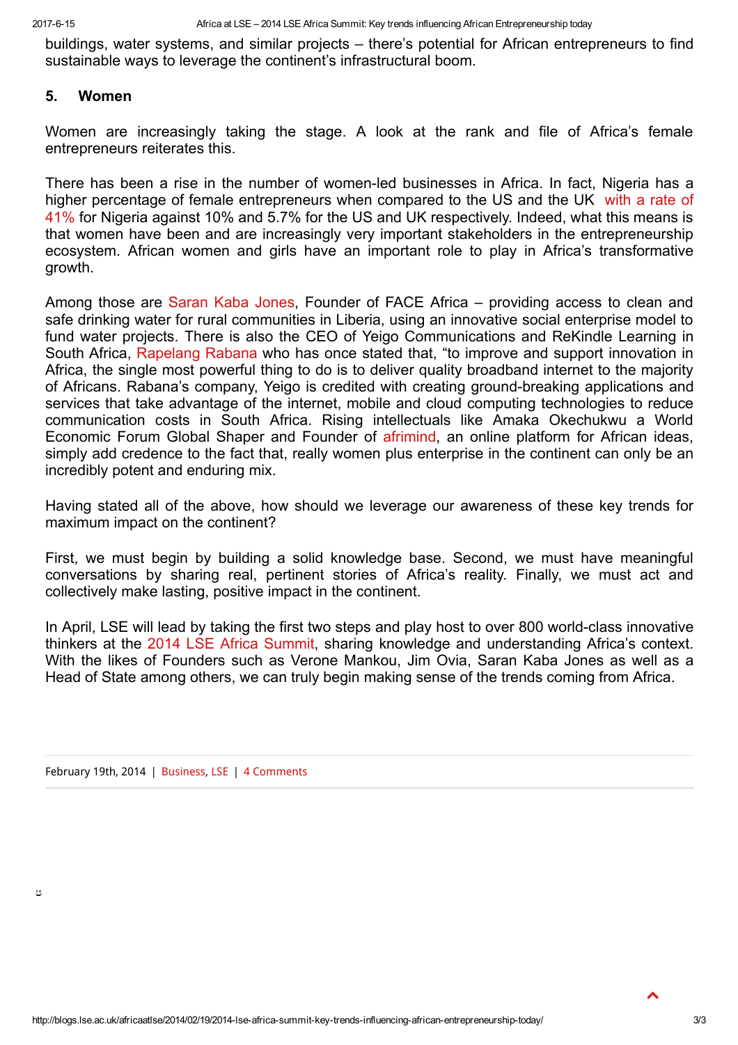buildings, water systems, and similar projects – there's potential for African entrepreneurs to find sustainable ways to leverage the continent's infrastructural boom.

### 5. Women

Women are increasingly taking the stage. A look at the rank and file of Africa's female entrepreneurs reiterates this.

There has been a rise in the number of women-led businesses in Africa. In fact, Nigeria has a higher percentage of female entrepreneurs when compared to the US and the UK with a rate of 41% for Nigeria against 10% and 5.7% for the US and UK respectively. Indeed, what this means is that women have been and are increasingly very important stakeholders in the entrepreneurship ecosystem. African women and girls have an important role to play in Africa's transformative growth.

Among those are Saran Kaba Jones, Founder of FACE Africa – providing access to clean and safe drinking water for rural communities in Liberia, using an innovative social enterprise model to fund water projects. There is also the CEO of Yeigo Communications and ReKindle Learning in South Africa, Rapelang Rabana who has once stated that, "to improve and support innovation in Africa, the single most powerful thing to do is to deliver quality broadband internet to the majority of Africans. Rabana's company, Yeigo is credited with creating ground-breaking applications and services that take advantage of the internet, mobile and cloud computing technologies to reduce communication costs in South Africa. Rising intellectuals like Amaka Okechukwu a World Economic Forum Global Shaper and Founder of afrimind, an online platform for African ideas, simply add credence to the fact that, really women plus enterprise in the continent can only be an incredibly potent and enduring mix.

Having stated all of the above, how should we leverage our awareness of these key trends for maximum impact on the continent?

First, we must begin by building a solid knowledge base. Second, we must have meaningful conversations by sharing real, pertinent stories of Africa's reality. Finally, we must act and collectively make lasting, positive impact in the continent.

In April, LSE will lead by taking the first two steps and play host to over 800 world-class innovative thinkers at the 2014 LSE Africa Summit, sharing knowledge and understanding Africa's context. With the likes of Founders such as Verone Mankou, Jim Ovia, Saran Kaba Jones as well as a Head of State among others, we can truly begin making sense of the trends coming from Africa.

February 19th, 2014 | Business, LSE | 4 Comments